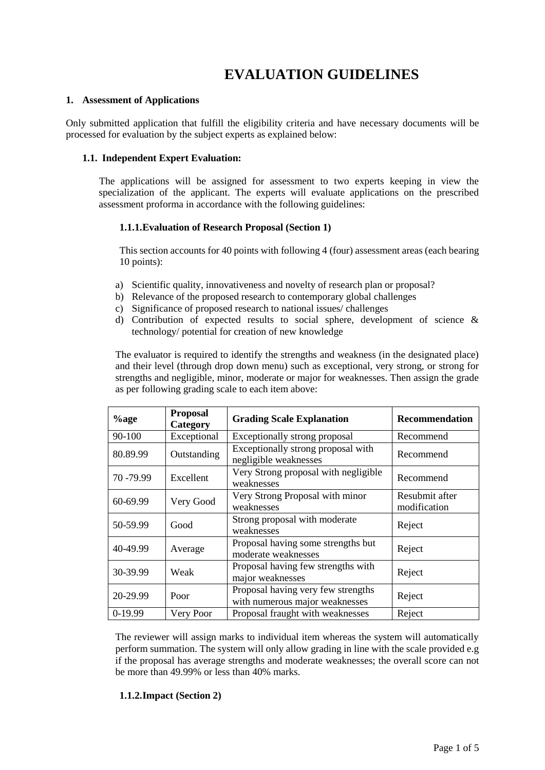# EVALUATION GUIDELINES

## 1. Assessment of Applications

Only submitted application that fulfill the eligibility criteria and have necessary documents will be processed for evaluation by the subject experts as explained below:

### 1.1. Independent Expert Evaluation:

The applications will be assigned for assessment to two experts keeping in view the specialization of the applicant. The experts will evaluate applications on the prescribed assessment proforma in accordance with the following guidelines:

#### 1.1.1. Evaluation of Research Proposal (Section 1)

This section accounts for 40 points with following 4 (four) assessment areas (each bearing 10 points):

a) Scientific quality, innovativeness and novelty of research plan or proposal?
b) Relevance of the proposed research to contemporary global challenges
c) Significance of proposed research to national issues/ challenges
d) Contribution of expected results to social sphere, development of science & technology/ potential for creation of new knowledge

The evaluator is required to identify the strengths and weakness (in the designated place) and their level (through drop down menu) such as exceptional, very strong, or strong for strengths and negligible, minor, moderate or major for weaknesses. Then assign the grade as per following grading scale to each item above:

| %age | Proposal Category | Grading Scale Explanation | Recommendation |
|---|---|---|---|
| 90-100 | Exceptional | Exceptionally strong proposal | Recommend |
| 80.89.99 | Outstanding | Exceptionally strong proposal with negligible weaknesses | Recommend |
| 70 -79.99 | Excellent | Very Strong proposal with negligible weaknesses | Recommend |
| 60-69.99 | Very Good | Very Strong Proposal with minor weaknesses | Resubmit after modification |
| 50-59.99 | Good | Strong proposal with moderate weaknesses | Reject |
| 40-49.99 | Average | Proposal having some strengths but moderate weaknesses | Reject |
| 30-39.99 | Weak | Proposal having few strengths with major weaknesses | Reject |
| 20-29.99 | Poor | Proposal having very few strengths with numerous major weaknesses | Reject |
| 0-19.99 | Very Poor | Proposal fraught with weaknesses | Reject |

The reviewer will assign marks to individual item whereas the system will automatically perform summation. The system will only allow grading in line with the scale provided e.g if the proposal has average strengths and moderate weaknesses; the overall score can not be more than 49.99% or less than 40% marks.

#### 1.1.2. Impact (Section 2)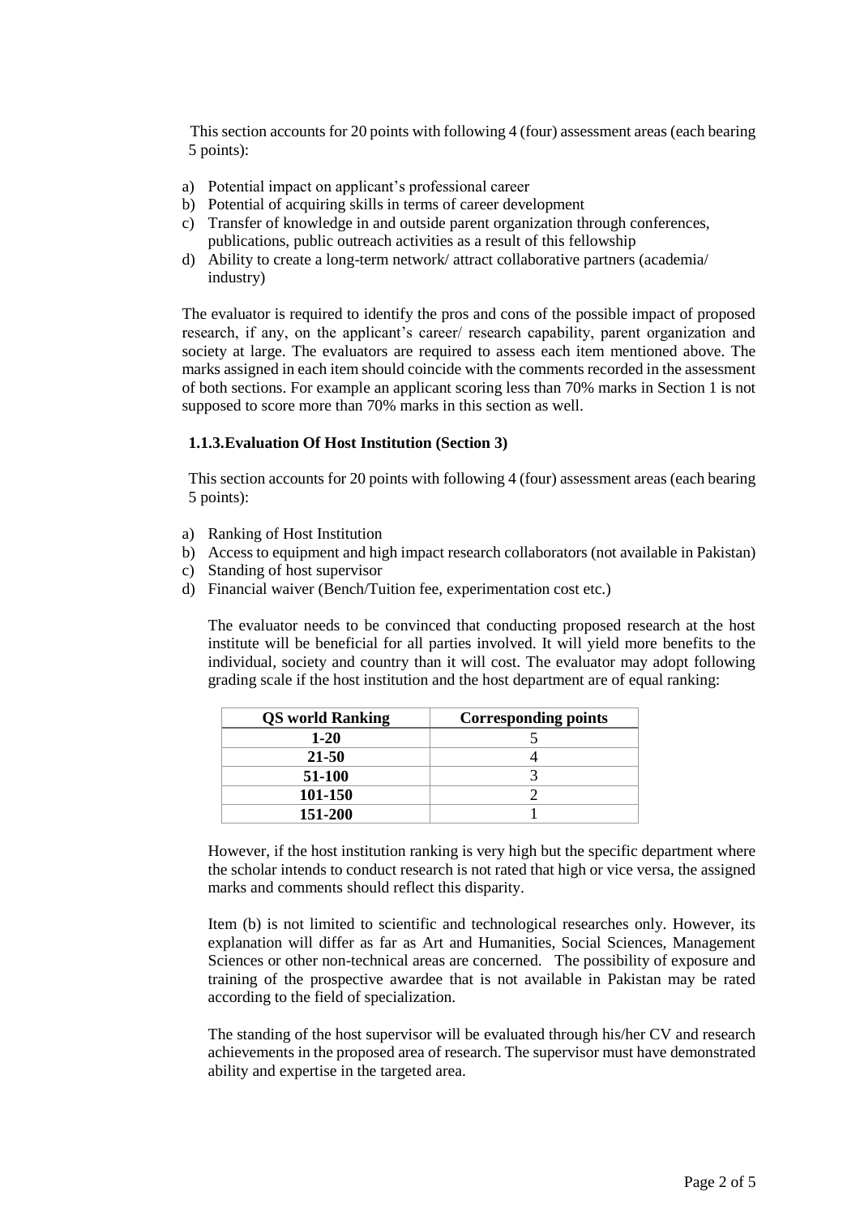This section accounts for 20 points with following 4 (four) assessment areas (each bearing 5 points):

a) Potential impact on applicant's professional career
b) Potential of acquiring skills in terms of career development
c) Transfer of knowledge in and outside parent organization through conferences, publications, public outreach activities as a result of this fellowship
d) Ability to create a long-term network/ attract collaborative partners (academia/ industry)

The evaluator is required to identify the pros and cons of the possible impact of proposed research, if any, on the applicant's career/ research capability, parent organization and society at large. The evaluators are required to assess each item mentioned above. The marks assigned in each item should coincide with the comments recorded in the assessment of both sections. For example an applicant scoring less than 70% marks in Section 1 is not supposed to score more than 70% marks in this section as well.

### 1.1.3. Evaluation Of Host Institution (Section 3)

This section accounts for 20 points with following 4 (four) assessment areas (each bearing 5 points):

a) Ranking of Host Institution
b) Access to equipment and high impact research collaborators (not available in Pakistan)
c) Standing of host supervisor
d) Financial waiver (Bench/Tuition fee, experimentation cost etc.)

The evaluator needs to be convinced that conducting proposed research at the host institute will be beneficial for all parties involved. It will yield more benefits to the individual, society and country than it will cost. The evaluator may adopt following grading scale if the host institution and the host department are of equal ranking:

| QS world Ranking | Corresponding points |
|---|---|
| 1-20 | 5 |
| 21-50 | 4 |
| 51-100 | 3 |
| 101-150 | 2 |
| 151-200 | 1 |

However, if the host institution ranking is very high but the specific department where the scholar intends to conduct research is not rated that high or vice versa, the assigned marks and comments should reflect this disparity.

Item (b) is not limited to scientific and technological researches only. However, its explanation will differ as far as Art and Humanities, Social Sciences, Management Sciences or other non-technical areas are concerned. The possibility of exposure and training of the prospective awardee that is not available in Pakistan may be rated according to the field of specialization.

The standing of the host supervisor will be evaluated through his/her CV and research achievements in the proposed area of research. The supervisor must have demonstrated ability and expertise in the targeted area.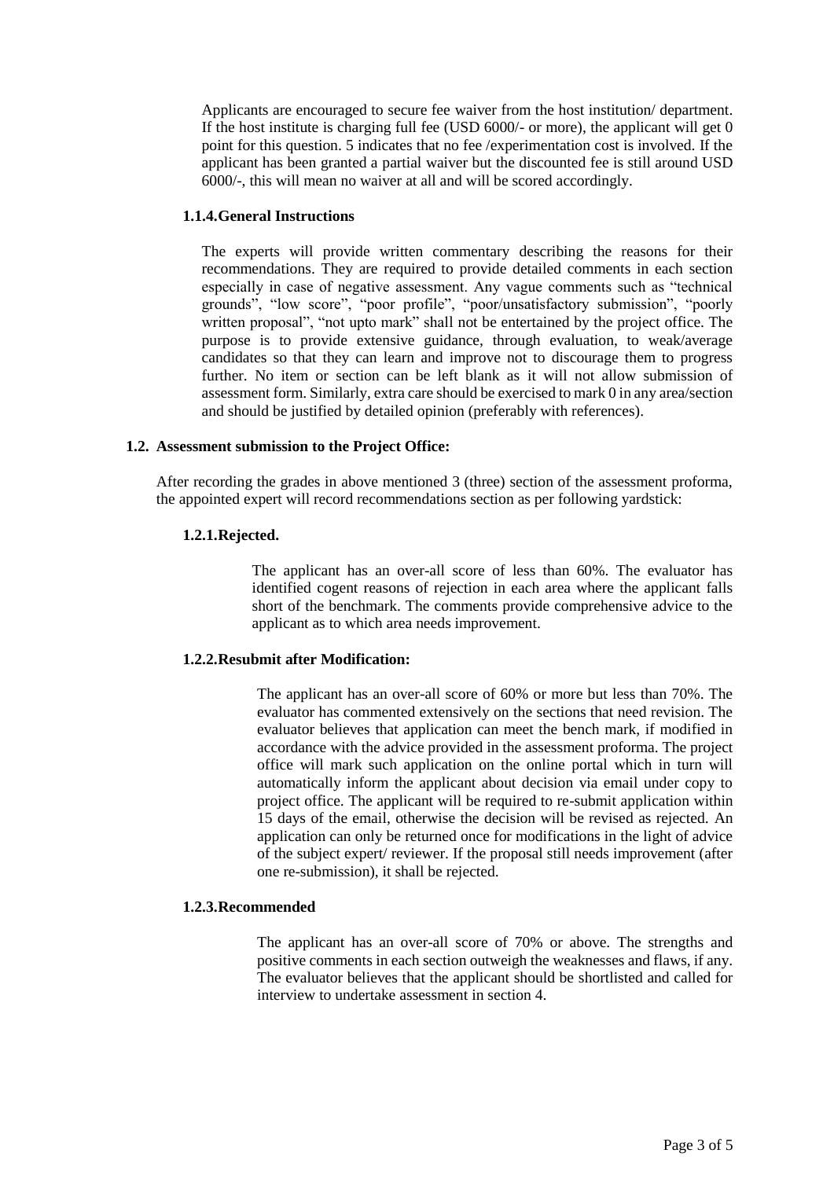Applicants are encouraged to secure fee waiver from the host institution/ department. If the host institute is charging full fee (USD 6000/- or more), the applicant will get 0 point for this question. 5 indicates that no fee /experimentation cost is involved. If the applicant has been granted a partial waiver but the discounted fee is still around USD 6000/-, this will mean no waiver at all and will be scored accordingly.

#### 1.1.4. General Instructions

The experts will provide written commentary describing the reasons for their recommendations. They are required to provide detailed comments in each section especially in case of negative assessment. Any vague comments such as "technical grounds", "low score", "poor profile", "poor/unsatisfactory submission", "poorly written proposal", "not upto mark" shall not be entertained by the project office. The purpose is to provide extensive guidance, through evaluation, to weak/average candidates so that they can learn and improve not to discourage them to progress further. No item or section can be left blank as it will not allow submission of assessment form. Similarly, extra care should be exercised to mark 0 in any area/section and should be justified by detailed opinion (preferably with references).

### 1.2. Assessment submission to the Project Office:

After recording the grades in above mentioned 3 (three) section of the assessment proforma, the appointed expert will record recommendations section as per following yardstick:

#### 1.2.1. Rejected.

The applicant has an over-all score of less than 60%. The evaluator has identified cogent reasons of rejection in each area where the applicant falls short of the benchmark. The comments provide comprehensive advice to the applicant as to which area needs improvement.

#### 1.2.2. Resubmit after Modification:

The applicant has an over-all score of 60% or more but less than 70%. The evaluator has commented extensively on the sections that need revision. The evaluator believes that application can meet the bench mark, if modified in accordance with the advice provided in the assessment proforma. The project office will mark such application on the online portal which in turn will automatically inform the applicant about decision via email under copy to project office. The applicant will be required to re-submit application within 15 days of the email, otherwise the decision will be revised as rejected. An application can only be returned once for modifications in the light of advice of the subject expert/ reviewer. If the proposal still needs improvement (after one re-submission), it shall be rejected.

#### 1.2.3. Recommended

The applicant has an over-all score of 70% or above. The strengths and positive comments in each section outweigh the weaknesses and flaws, if any. The evaluator believes that the applicant should be shortlisted and called for interview to undertake assessment in section 4.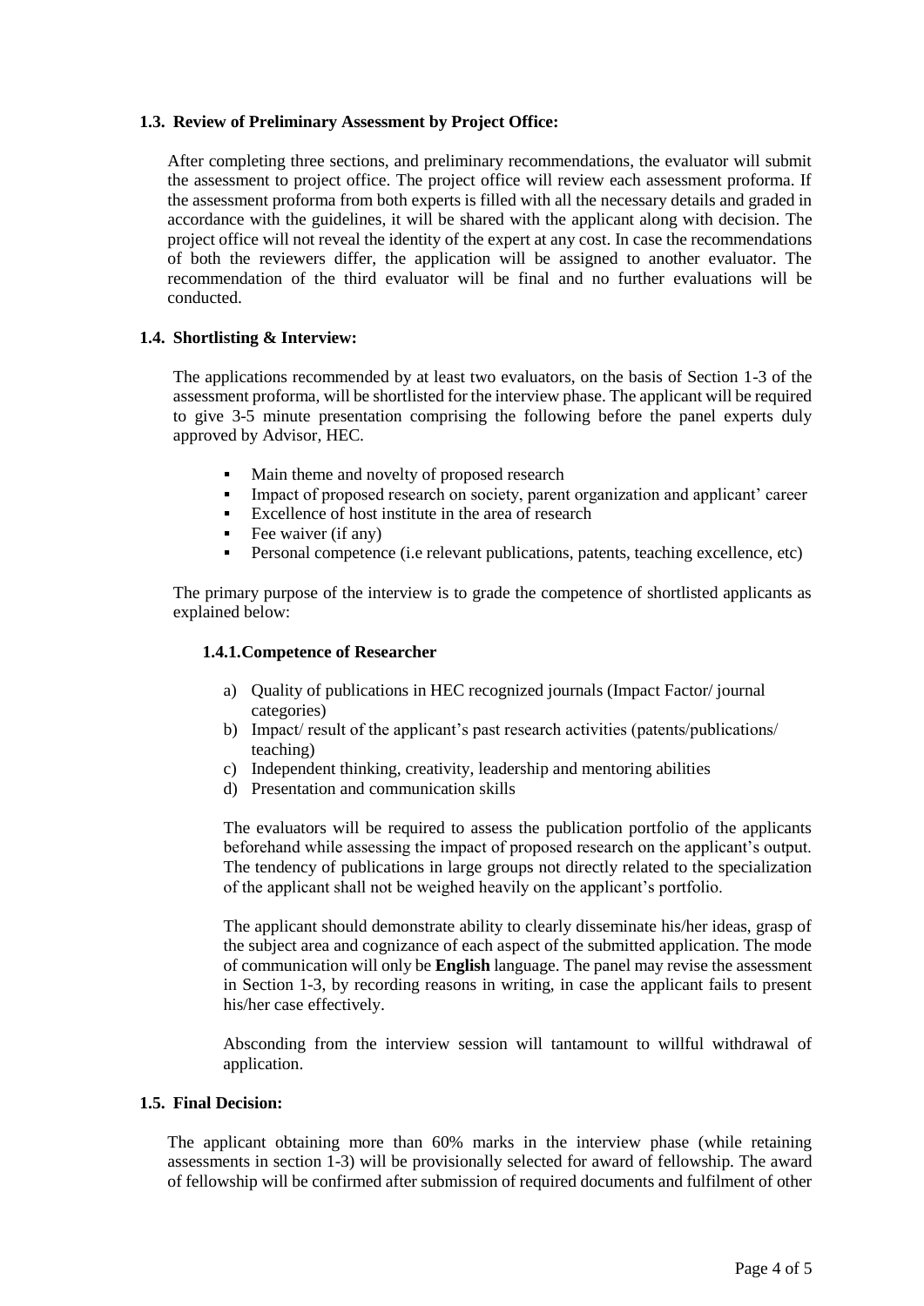### 1.3. Review of Preliminary Assessment by Project Office:

After completing three sections, and preliminary recommendations, the evaluator will submit the assessment to project office. The project office will review each assessment proforma. If the assessment proforma from both experts is filled with all the necessary details and graded in accordance with the guidelines, it will be shared with the applicant along with decision. The project office will not reveal the identity of the expert at any cost. In case the recommendations of both the reviewers differ, the application will be assigned to another evaluator. The recommendation of the third evaluator will be final and no further evaluations will be conducted.

### 1.4. Shortlisting & Interview:

The applications recommended by at least two evaluators, on the basis of Section 1-3 of the assessment proforma, will be shortlisted for the interview phase. The applicant will be required to give 3-5 minute presentation comprising the following before the panel experts duly approved by Advisor, HEC.

- Main theme and novelty of proposed research
- Impact of proposed research on society, parent organization and applicant' career
- Excellence of host institute in the area of research
- Fee waiver (if any)
- Personal competence (i.e relevant publications, patents, teaching excellence, etc)

The primary purpose of the interview is to grade the competence of shortlisted applicants as explained below:

#### 1.4.1. Competence of Researcher

a) Quality of publications in HEC recognized journals (Impact Factor/ journal categories)
b) Impact/ result of the applicant's past research activities (patents/publications/ teaching)
c) Independent thinking, creativity, leadership and mentoring abilities
d) Presentation and communication skills

The evaluators will be required to assess the publication portfolio of the applicants beforehand while assessing the impact of proposed research on the applicant's output. The tendency of publications in large groups not directly related to the specialization of the applicant shall not be weighed heavily on the applicant's portfolio.

The applicant should demonstrate ability to clearly disseminate his/her ideas, grasp of the subject area and cognizance of each aspect of the submitted application. The mode of communication will only be **English** language. The panel may revise the assessment in Section 1-3, by recording reasons in writing, in case the applicant fails to present his/her case effectively.

Absconding from the interview session will tantamount to willful withdrawal of application.

### 1.5. Final Decision:

The applicant obtaining more than 60% marks in the interview phase (while retaining assessments in section 1-3) will be provisionally selected for award of fellowship. The award of fellowship will be confirmed after submission of required documents and fulfilment of other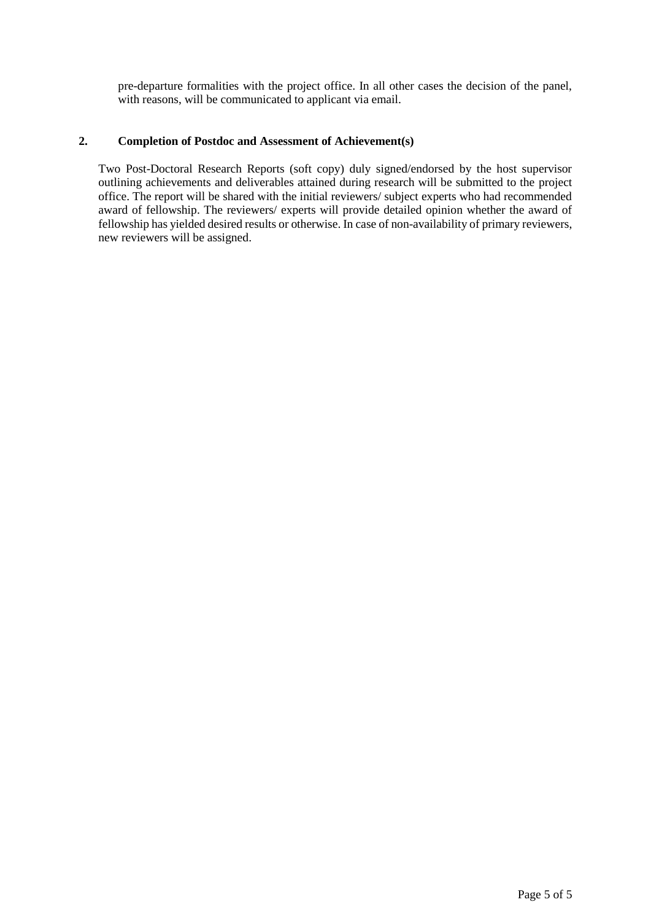pre-departure formalities with the project office. In all other cases the decision of the panel, with reasons, will be communicated to applicant via email.

## 2. Completion of Postdoc and Assessment of Achievement(s)

Two Post-Doctoral Research Reports (soft copy) duly signed/endorsed by the host supervisor outlining achievements and deliverables attained during research will be submitted to the project office. The report will be shared with the initial reviewers/ subject experts who had recommended award of fellowship. The reviewers/ experts will provide detailed opinion whether the award of fellowship has yielded desired results or otherwise. In case of non-availability of primary reviewers, new reviewers will be assigned.